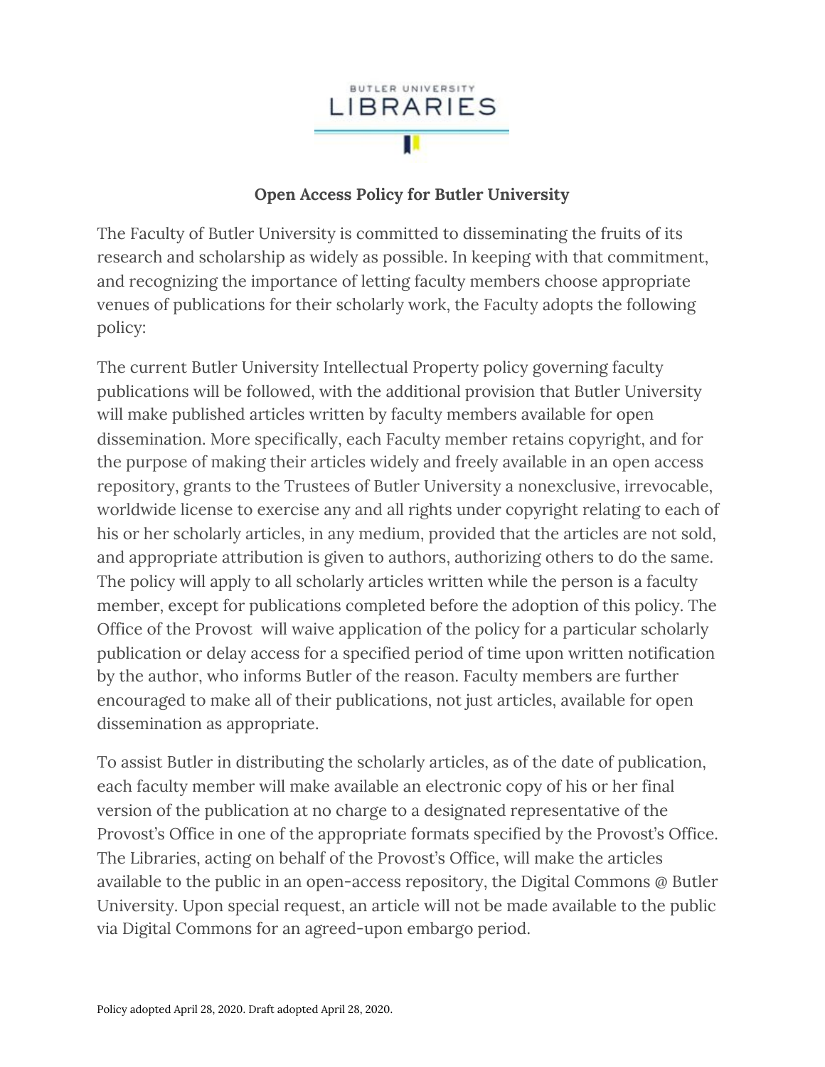# Open Access Policy for Butler University

The Faculty of Butler University is committed to disseminating the fruits of its research and scholarship as widely as possible. In keeping with that commitment, and recognizing the importance of letting faculty members choose appropriate venues of publications for their scholarly work, the Faculty adopts the following policy:

The current Butler University Intellectual Property policy governing faculty publications will be followed, with the additional provision that Butler University will make published articles written by faculty members available for open dissemination. More specifically, each Faculty member retains copyright, and for the purpose of making their articles widely and freely available in an open access repository, grants to the Trustees of Butler University a nonexclusive, irrevocable, worldwide license to exercise any and all rights under copyright relating to each of his or her scholarly articles, in any medium, provided that the articles are not sold, and appropriate attribution is given to authors, authorizing others to do the same. The policy will apply to all scholarly articles written while the person is a faculty member, except for publications completed before the adoption of this policy. The Office of the Provost will waive application of the policy for a particular scholarly publication or delay access for a specified period of time upon written notification by the author, who informs Butler of the reason. Faculty members are further encouraged to make all of their publications, not just articles, available for open dissemination as appropriate.

To assist Butler in distributing the scholarly articles, as of the date of publication, each faculty member will make available an electronic copy of his or her final version of the publication at no charge to a designated representative of the Provost's Office in one of the appropriate formats specified by the Provost's Office. The Libraries, acting on behalf of the Provost's Office, will make the articles available to the public in an open-access repository, the Digital Commons @ Butler University. Upon special request, an article will not be made available to the public via Digital Commons for an agreed-upon embargo period.

Policy adopted April 28, 2020. Draft adopted April 28, 2020.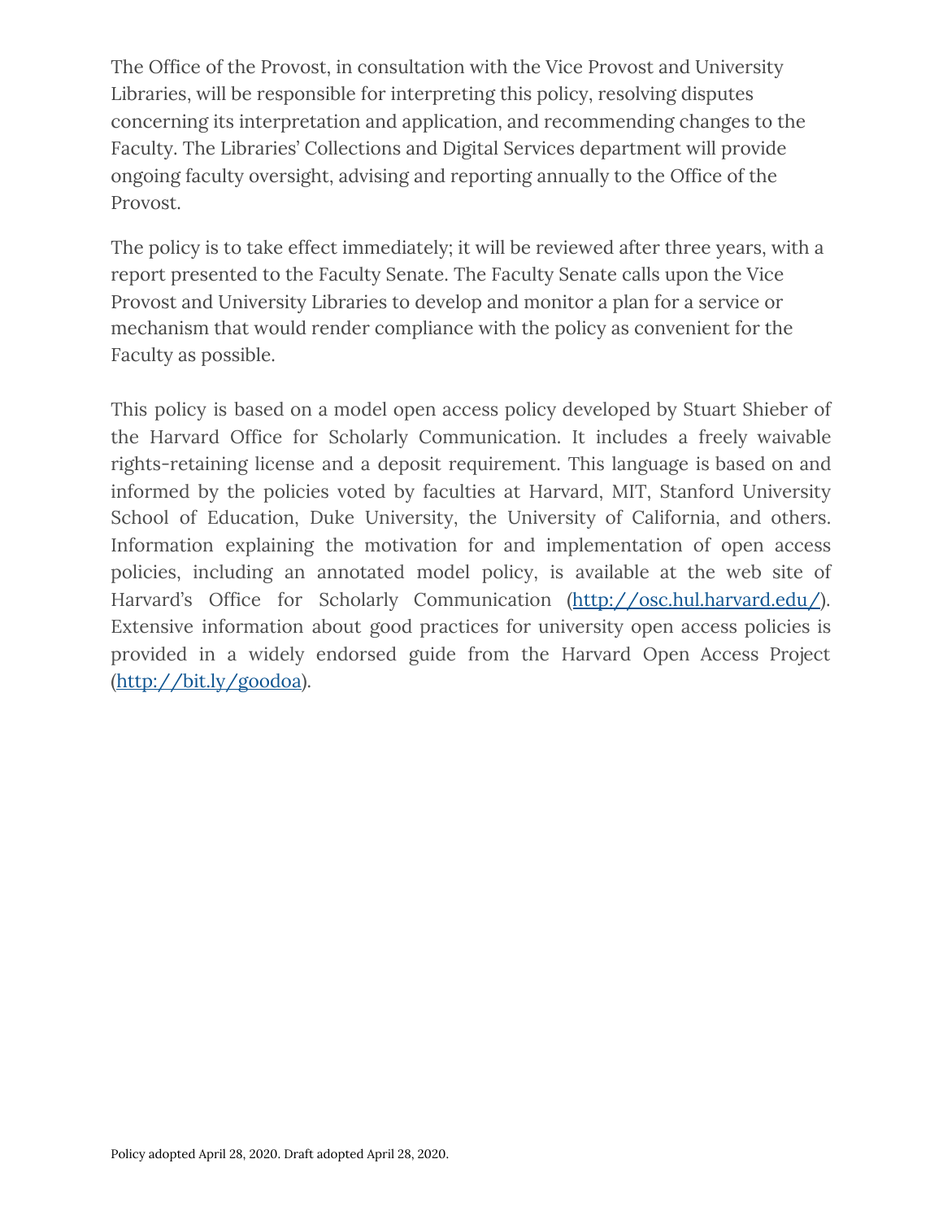The Office of the Provost, in consultation with the Vice Provost and University Libraries, will be responsible for interpreting this policy, resolving disputes concerning its interpretation and application, and recommending changes to the Faculty. The Libraries' Collections and Digital Services department will provide ongoing faculty oversight, advising and reporting annually to the Office of the Provost.

The policy is to take effect immediately; it will be reviewed after three years, with a report presented to the Faculty Senate. The Faculty Senate calls upon the Vice Provost and University Libraries to develop and monitor a plan for a service or mechanism that would render compliance with the policy as convenient for the Faculty as possible.

This policy is based on a model open access policy developed by Stuart Shieber of the Harvard Office for Scholarly Communication. It includes a freely waivable rights-retaining license and a deposit requirement. This language is based on and informed by the policies voted by faculties at Harvard, MIT, Stanford University School of Education, Duke University, the University of California, and others. Information explaining the motivation for and implementation of open access policies, including an annotated model policy, is available at the web site of Harvard's Office for Scholarly Communication ([http://osc.hul.harvard.edu/](http://osc.hul.harvard.edu/)). Extensive information about good practices for university open access policies is provided in a widely endorsed guide from the Harvard Open Access Project ([http://bit.ly/goodoa](http://bit.ly/goodoa)).

Policy adopted April 28, 2020. Draft adopted April 28, 2020.